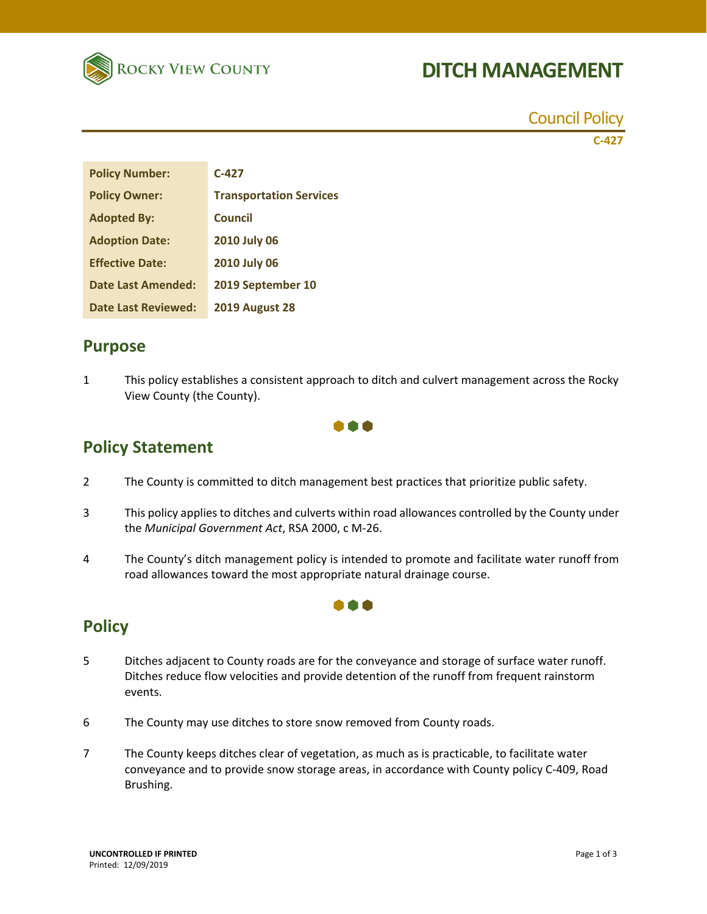Rocky View County

# DITCH MANAGEMENT

Council Policy

C-427

| Policy Number: | C-427 |
|---|---|
| Policy Owner: | Transportation Services |
| Adopted By: | Council |
| Adoption Date: | 2010 July 06 |
| Effective Date: | 2010 July 06 |
| Date Last Amended: | 2019 September 10 |
| Date Last Reviewed: | 2019 August 28 |

## Purpose

1 This policy establishes a consistent approach to ditch and culvert management across the Rocky View County (the County).

## Policy Statement

2 The County is committed to ditch management best practices that prioritize public safety.

3 This policy applies to ditches and culverts within road allowances controlled by the County under the *Municipal Government Act*, RSA 2000, c M-26.

4 The County's ditch management policy is intended to promote and facilitate water runoff from road allowances toward the most appropriate natural drainage course.

## Policy

5 Ditches adjacent to County roads are for the conveyance and storage of surface water runoff. Ditches reduce flow velocities and provide detention of the runoff from frequent rainstorm events.

6 The County may use ditches to store snow removed from County roads.

7 The County keeps ditches clear of vegetation, as much as is practicable, to facilitate water conveyance and to provide snow storage areas, in accordance with County policy C-409, Road Brushing.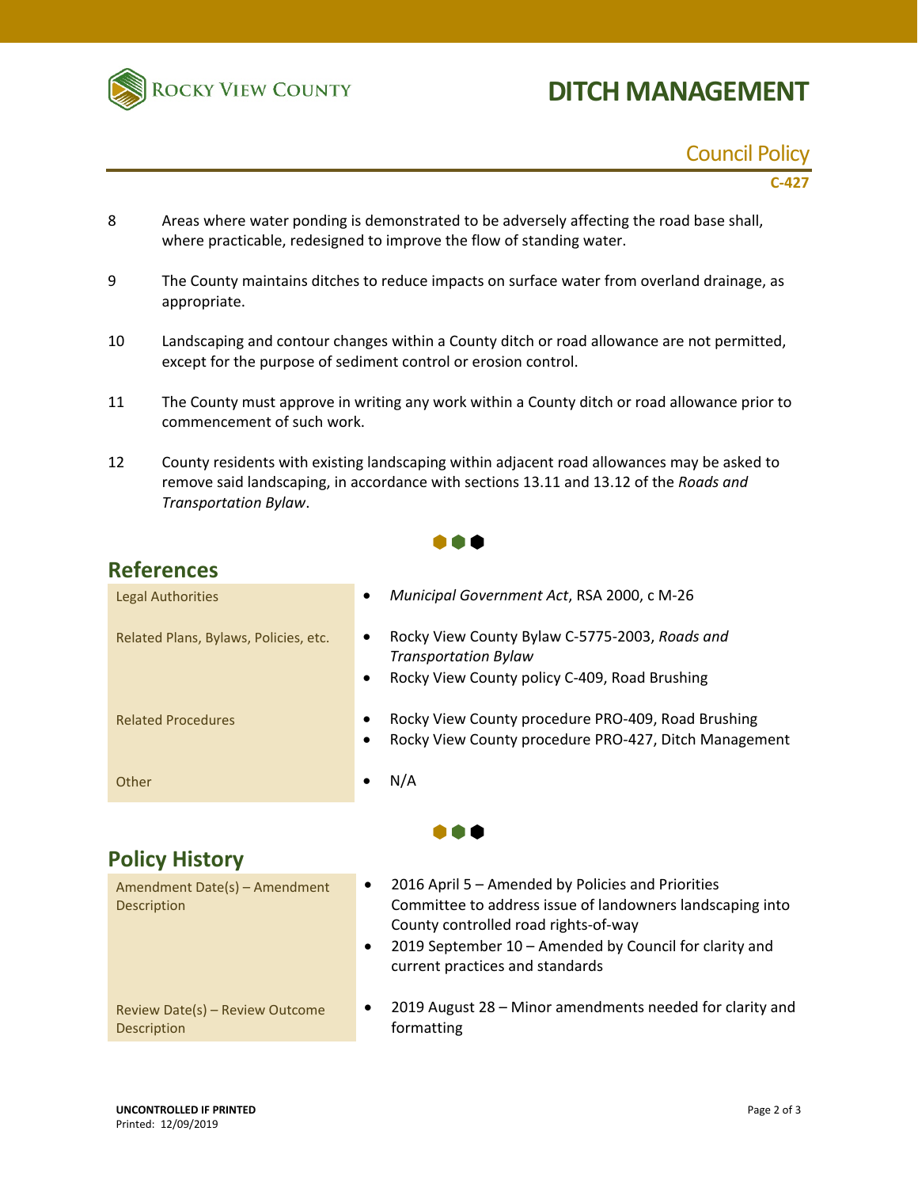8 Areas where water ponding is demonstrated to be adversely affecting the road base shall, where practicable, redesigned to improve the flow of standing water.

9 The County maintains ditches to reduce impacts on surface water from overland drainage, as appropriate.

10 Landscaping and contour changes within a County ditch or road allowance are not permitted, except for the purpose of sediment control or erosion control.

11 The County must approve in writing any work within a County ditch or road allowance prior to commencement of such work.

12 County residents with existing landscaping within adjacent road allowances may be asked to remove said landscaping, in accordance with sections 13.11 and 13.12 of the *Roads and Transportation Bylaw*.

## References

| | |
|---|---|
| Legal Authorities | • *Municipal Government Act*, RSA 2000, c M-26 |
| Related Plans, Bylaws, Policies, etc. | • Rocky View County Bylaw C-5775-2003, *Roads and Transportation Bylaw*<br>• Rocky View County policy C-409, Road Brushing |
| Related Procedures | • Rocky View County procedure PRO-409, Road Brushing<br>• Rocky View County procedure PRO-427, Ditch Management |
| Other | • N/A |

## Policy History

| | |
|---|---|
| Amendment Date(s) – Amendment Description | • 2016 April 5 – Amended by Policies and Priorities Committee to address issue of landowners landscaping into County controlled road rights-of-way<br>• 2019 September 10 – Amended by Council for clarity and current practices and standards |
| Review Date(s) – Review Outcome Description | • 2019 August 28 – Minor amendments needed for clarity and formatting |

**UNCONTROLLED IF PRINTED**
Printed: 12/09/2019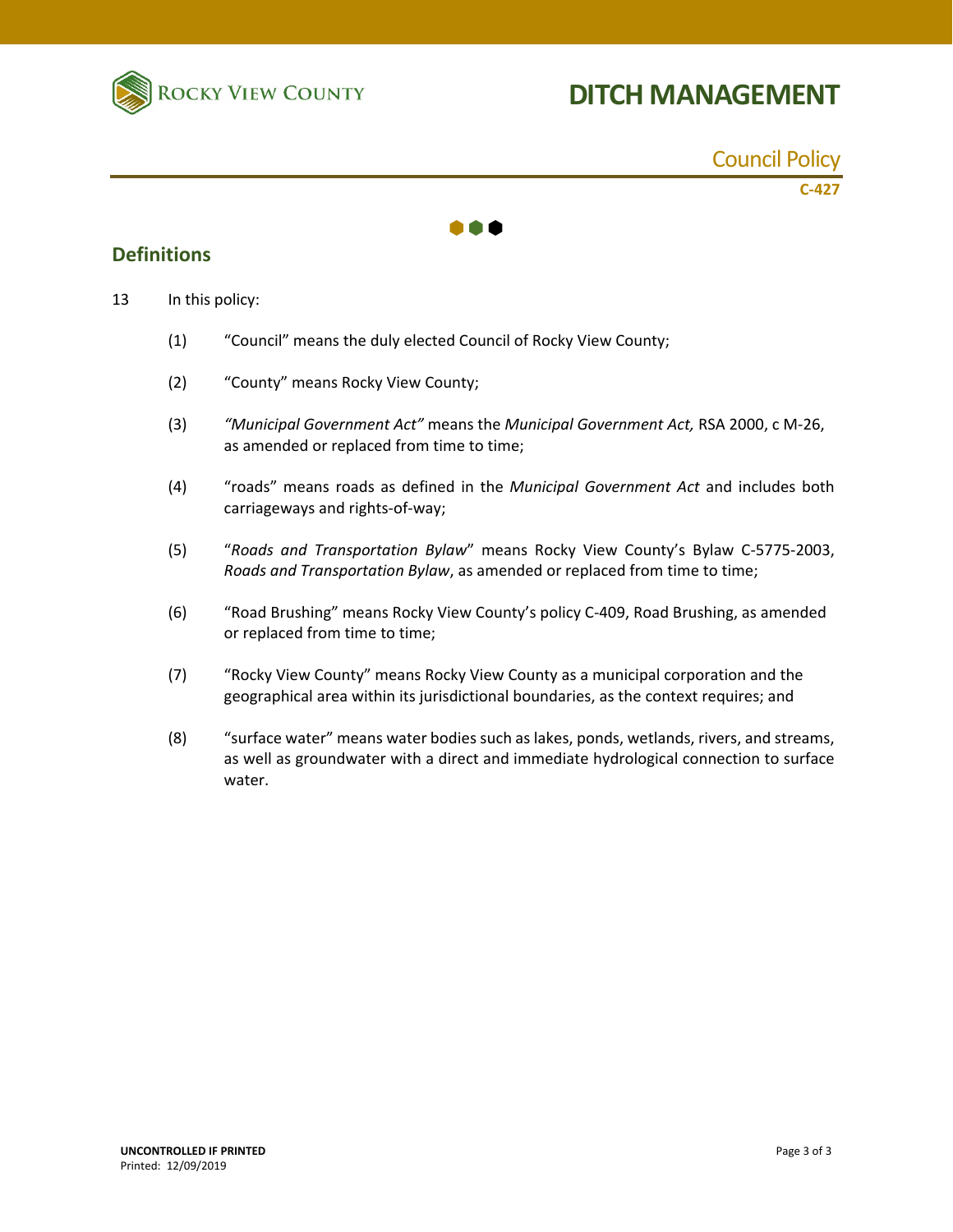## Definitions

13 In this policy:

(1) "Council" means the duly elected Council of Rocky View County;

(2) "County" means Rocky View County;

(3) *"Municipal Government Act"* means the *Municipal Government Act,* RSA 2000, c M-26, as amended or replaced from time to time;

(4) "roads" means roads as defined in the *Municipal Government Act* and includes both carriageways and rights-of-way;

(5) "*Roads and Transportation Bylaw*" means Rocky View County's Bylaw C-5775-2003, *Roads and Transportation Bylaw*, as amended or replaced from time to time;

(6) "Road Brushing" means Rocky View County's policy C-409, Road Brushing, as amended or replaced from time to time;

(7) "Rocky View County" means Rocky View County as a municipal corporation and the geographical area within its jurisdictional boundaries, as the context requires; and

(8) "surface water" means water bodies such as lakes, ponds, wetlands, rivers, and streams, as well as groundwater with a direct and immediate hydrological connection to surface water.